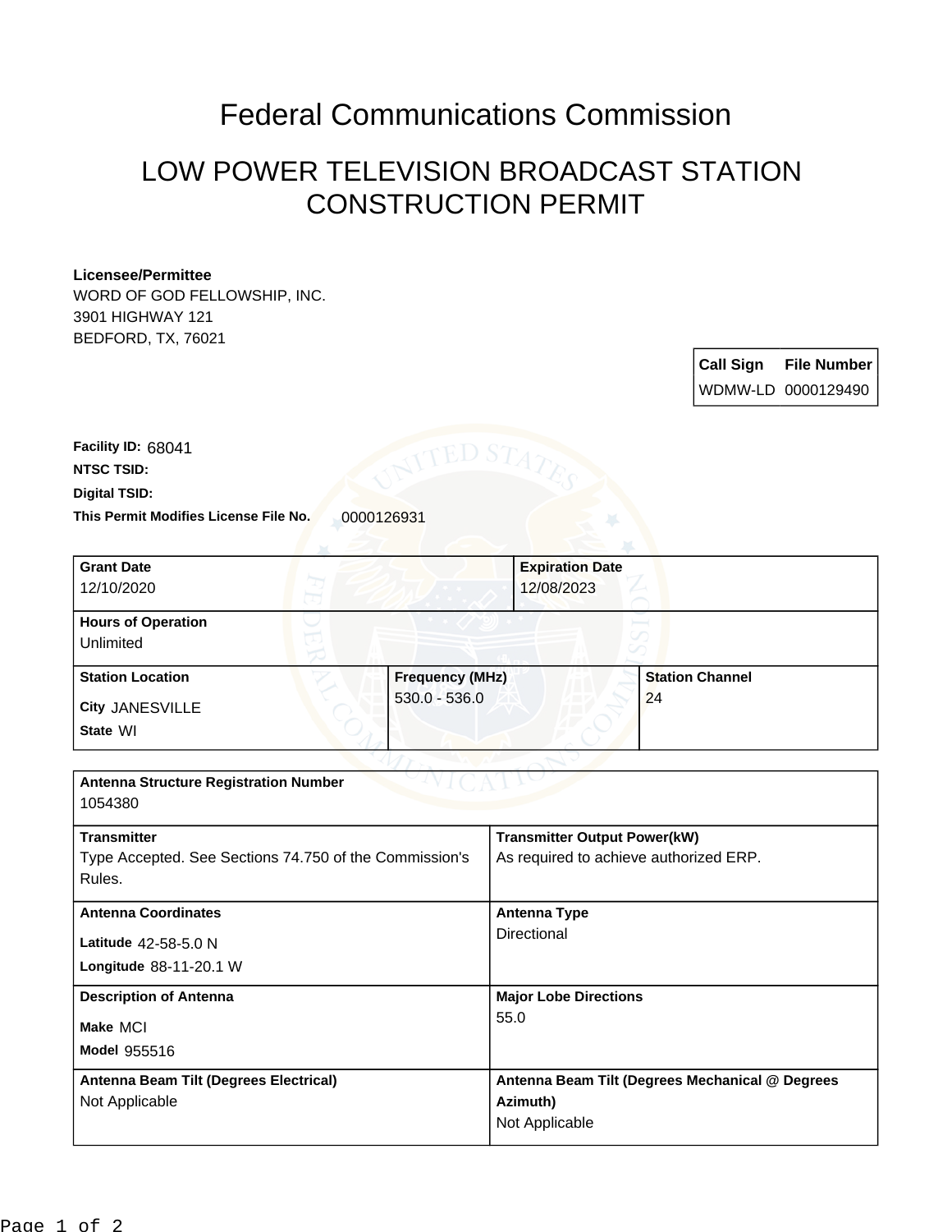# Federal Communications Commission

## LOW POWER TELEVISION BROADCAST STATION CONSTRUCTION PERMIT

**Licensee/Permittee**
WORD OF GOD FELLOWSHIP, INC.
3901 HIGHWAY 121
BEDFORD, TX, 76021

| Call Sign | File Number |
| --- | --- |
| WDMW-LD | 0000129490 |

**Facility ID:** 68041
**NTSC TSID:**
**Digital TSID:**
**This Permit Modifies License File No.** 0000126931

| **Grant Date** | **Expiration Date** |
| --- | --- |
| 12/10/2020 | 12/08/2023 |

**Hours of Operation**
Unlimited

| **Station Location** | **Frequency (MHz)** | **Station Channel** |
| --- | --- | --- |
| City JANESVILLE<br>State WI | 530.0 - 536.0 | 24 |

**Antenna Structure Registration Number**
1054380

| | |
| --- | --- |
| **Transmitter**<br>Type Accepted. See Sections 74.750 of the Commission's Rules. | **Transmitter Output Power(kW)**<br>As required to achieve authorized ERP. |
| **Antenna Coordinates**<br>Latitude 42-58-5.0 N<br>Longitude 88-11-20.1 W | **Antenna Type**<br>Directional |
| **Description of Antenna**<br>Make MCI<br>Model 955516 | **Major Lobe Directions**<br>55.0 |
| **Antenna Beam Tilt (Degrees Electrical)**<br>Not Applicable | **Antenna Beam Tilt (Degrees Mechanical @ Degrees Azimuth)**<br>Not Applicable |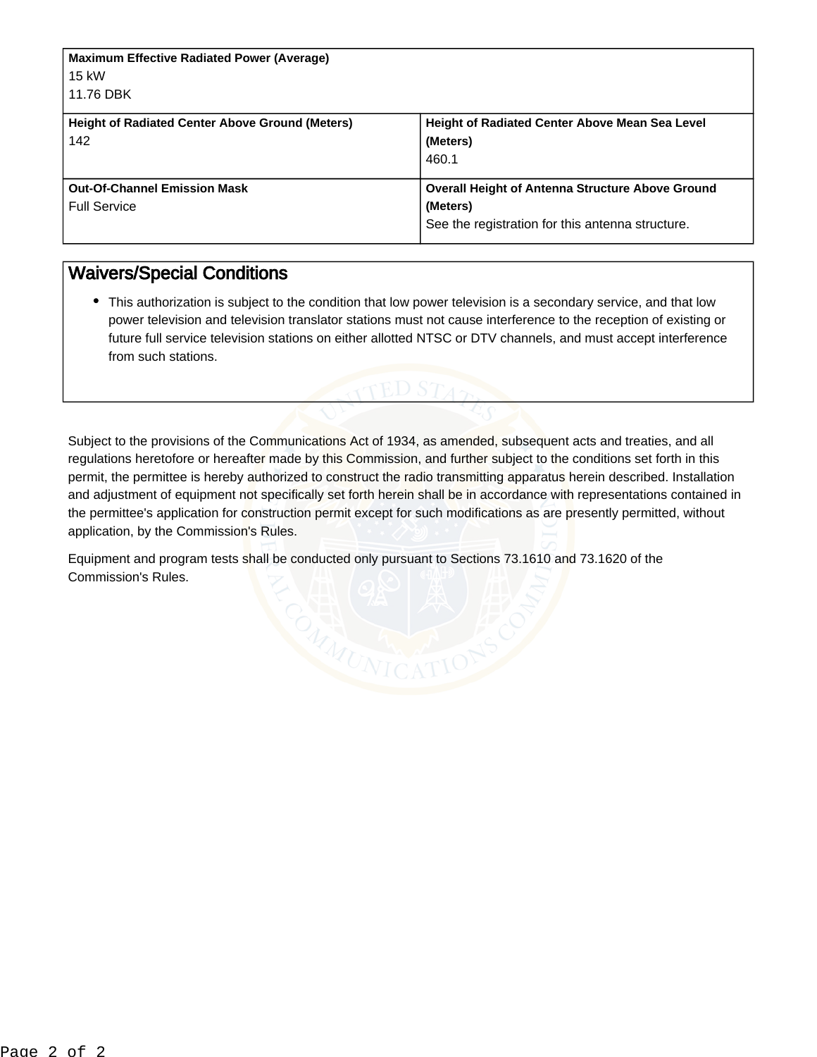| | |
|---|---|
| **Maximum Effective Radiated Power (Average)**<br>15 kW<br>11.76 DBK | |
| **Height of Radiated Center Above Ground (Meters)**<br>142 | **Height of Radiated Center Above Mean Sea Level (Meters)**<br>460.1 |
| **Out-Of-Channel Emission Mask**<br>Full Service | **Overall Height of Antenna Structure Above Ground (Meters)**<br>See the registration for this antenna structure. |

## Waivers/Special Conditions

- This authorization is subject to the condition that low power television is a secondary service, and that low power television and television translator stations must not cause interference to the reception of existing or future full service television stations on either allotted NTSC or DTV channels, and must accept interference from such stations.

Subject to the provisions of the Communications Act of 1934, as amended, subsequent acts and treaties, and all regulations heretofore or hereafter made by this Commission, and further subject to the conditions set forth in this permit, the permittee is hereby authorized to construct the radio transmitting apparatus herein described. Installation and adjustment of equipment not specifically set forth herein shall be in accordance with representations contained in the permittee's application for construction permit except for such modifications as are presently permitted, without application, by the Commission's Rules.

Equipment and program tests shall be conducted only pursuant to Sections 73.1610 and 73.1620 of the Commission's Rules.